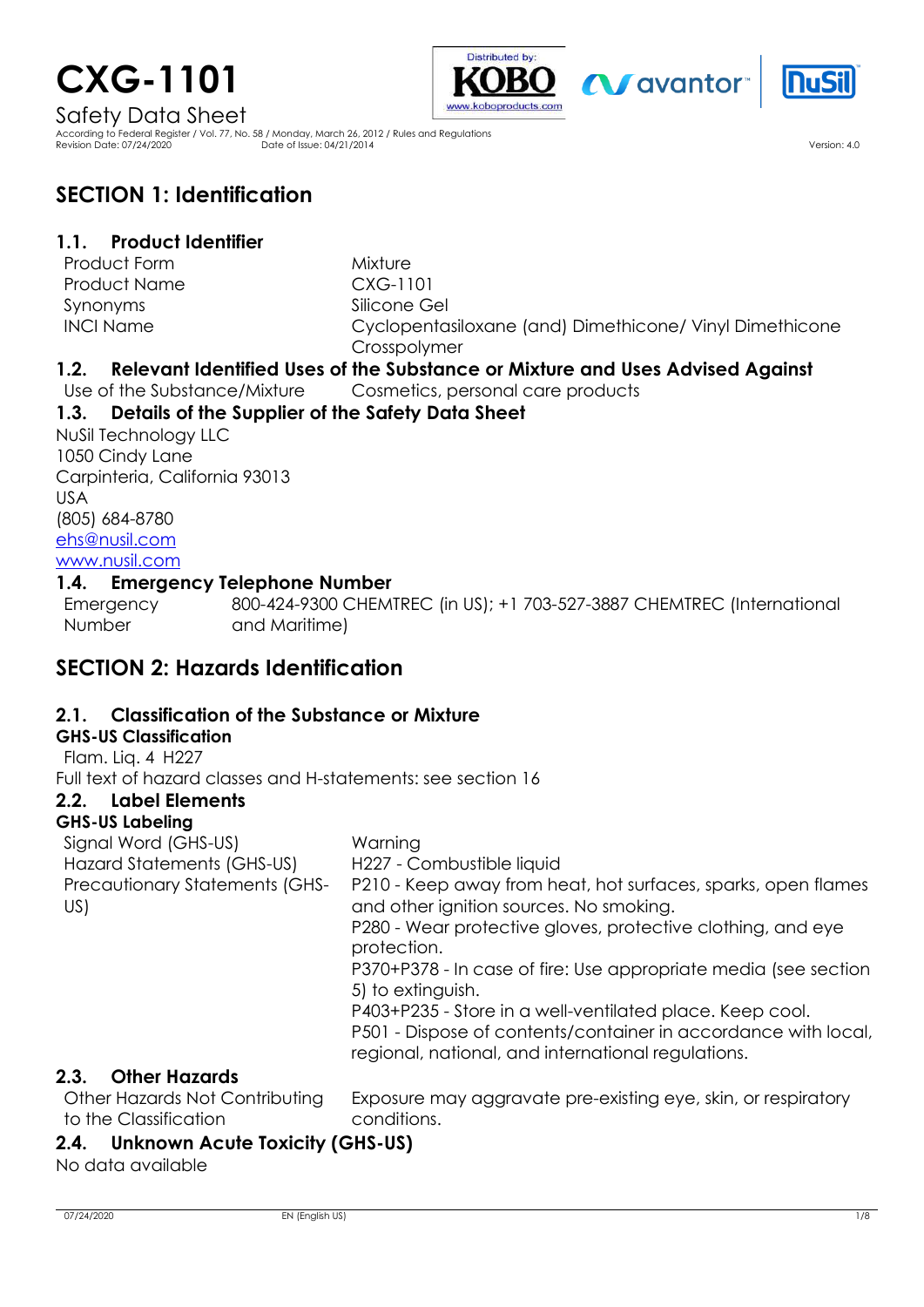# CXG-1101

Safety Data Sheet

According to Federal Register / Vol. 77, No. 58 / Monday, March 26, 2012 / Rules and Regulations
Revision Date: 07/24/2020 Date of Issue: 04/21/2014 Version: 4.0

## SECTION 1: Identification

### 1.1. Product Identifier

| | |
|---|---|
| Product Form | Mixture |
| Product Name | CXG-1101 |
| Synonyms | Silicone Gel |
| INCI Name | Cyclopentasiloxane (and) Dimethicone/ Vinyl Dimethicone Crosspolymer |

### 1.2. Relevant Identified Uses of the Substance or Mixture and Uses Advised Against

Use of the Substance/Mixture Cosmetics, personal care products

### 1.3. Details of the Supplier of the Safety Data Sheet

NuSil Technology LLC
1050 Cindy Lane
Carpinteria, California 93013
USA
(805) 684-8780
ehs@nusil.com
www.nusil.com

### 1.4. Emergency Telephone Number

Emergency Number 800-424-9300 CHEMTREC (in US); +1 703-527-3887 CHEMTREC (International and Maritime)

## SECTION 2: Hazards Identification

### 2.1. Classification of the Substance or Mixture

**GHS-US Classification**

Flam. Liq. 4 H227

Full text of hazard classes and H-statements: see section 16

### 2.2. Label Elements

**GHS-US Labeling**

| | |
|---|---|
| Signal Word (GHS-US) | Warning |
| Hazard Statements (GHS-US) | H227 - Combustible liquid |
| Precautionary Statements (GHS-US) | P210 - Keep away from heat, hot surfaces, sparks, open flames and other ignition sources. No smoking.<br>P280 - Wear protective gloves, protective clothing, and eye protection.<br>P370+P378 - In case of fire: Use appropriate media (see section 5) to extinguish.<br>P403+P235 - Store in a well-ventilated place. Keep cool.<br>P501 - Dispose of contents/container in accordance with local, regional, national, and international regulations. |

### 2.3. Other Hazards

Other Hazards Not Contributing to the Classification Exposure may aggravate pre-existing eye, skin, or respiratory conditions.

### 2.4. Unknown Acute Toxicity (GHS-US)

No data available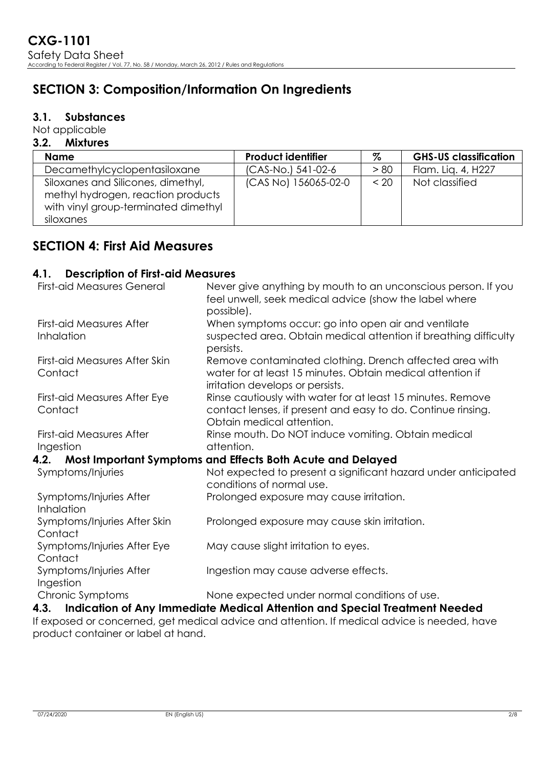## SECTION 3: Composition/Information On Ingredients

### 3.1. Substances

Not applicable

### 3.2. Mixtures

| Name | Product identifier | % | GHS-US classification |
|---|---|---|---|
| Decamethylcyclopentasiloxane | (CAS-No.) 541-02-6 | > 80 | Flam. Liq. 4, H227 |
| Siloxanes and Silicones, dimethyl, methyl hydrogen, reaction products with vinyl group-terminated dimethyl siloxanes | (CAS No) 156065-02-0 | < 20 | Not classified |

## SECTION 4: First Aid Measures

### 4.1. Description of First-aid Measures

| | |
|---|---|
| First-aid Measures General | Never give anything by mouth to an unconscious person. If you feel unwell, seek medical advice (show the label where possible). |
| First-aid Measures After Inhalation | When symptoms occur: go into open air and ventilate suspected area. Obtain medical attention if breathing difficulty persists. |
| First-aid Measures After Skin Contact | Remove contaminated clothing. Drench affected area with water for at least 15 minutes. Obtain medical attention if irritation develops or persists. |
| First-aid Measures After Eye Contact | Rinse cautiously with water for at least 15 minutes. Remove contact lenses, if present and easy to do. Continue rinsing. Obtain medical attention. |
| First-aid Measures After Ingestion | Rinse mouth. Do NOT induce vomiting. Obtain medical attention. |

### 4.2. Most Important Symptoms and Effects Both Acute and Delayed

| | |
|---|---|
| Symptoms/Injuries | Not expected to present a significant hazard under anticipated conditions of normal use. |
| Symptoms/Injuries After Inhalation | Prolonged exposure may cause irritation. |
| Symptoms/Injuries After Skin Contact | Prolonged exposure may cause skin irritation. |
| Symptoms/Injuries After Eye Contact | May cause slight irritation to eyes. |
| Symptoms/Injuries After Ingestion | Ingestion may cause adverse effects. |
| Chronic Symptoms | None expected under normal conditions of use. |

### 4.3. Indication of Any Immediate Medical Attention and Special Treatment Needed

If exposed or concerned, get medical advice and attention. If medical advice is needed, have product container or label at hand.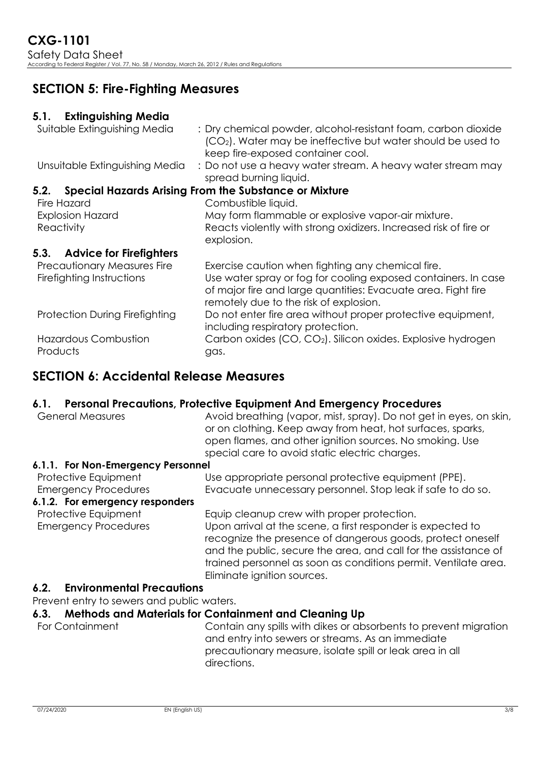## SECTION 5: Fire-Fighting Measures

### 5.1. Extinguishing Media

| | |
|---|---|
| Suitable Extinguishing Media | : Dry chemical powder, alcohol-resistant foam, carbon dioxide ($CO_2$). Water may be ineffective but water should be used to keep fire-exposed container cool. |
| Unsuitable Extinguishing Media | : Do not use a heavy water stream. A heavy water stream may spread burning liquid. |

### 5.2. Special Hazards Arising From the Substance or Mixture

| | |
|---|---|
| Fire Hazard | Combustible liquid. |
| Explosion Hazard | May form flammable or explosive vapor-air mixture. |
| Reactivity | Reacts violently with strong oxidizers. Increased risk of fire or explosion. |

### 5.3. Advice for Firefighters

| | |
|---|---|
| Precautionary Measures Fire | Exercise caution when fighting any chemical fire. |
| Firefighting Instructions | Use water spray or fog for cooling exposed containers. In case of major fire and large quantities: Evacuate area. Fight fire remotely due to the risk of explosion. |
| Protection During Firefighting | Do not enter fire area without proper protective equipment, including respiratory protection. |
| Hazardous Combustion Products | Carbon oxides ($CO$, $CO_2$). Silicon oxides. Explosive hydrogen gas. |

## SECTION 6: Accidental Release Measures

### 6.1. Personal Precautions, Protective Equipment And Emergency Procedures

| | |
|---|---|
| General Measures | Avoid breathing (vapor, mist, spray). Do not get in eyes, on skin, or on clothing. Keep away from heat, hot surfaces, sparks, open flames, and other ignition sources. No smoking. Use special care to avoid static electric charges. |

#### 6.1.1. For Non-Emergency Personnel

| | |
|---|---|
| Protective Equipment | Use appropriate personal protective equipment (PPE). |
| Emergency Procedures | Evacuate unnecessary personnel. Stop leak if safe to do so. |

#### 6.1.2. For emergency responders

| | |
|---|---|
| Protective Equipment | Equip cleanup crew with proper protection. |
| Emergency Procedures | Upon arrival at the scene, a first responder is expected to recognize the presence of dangerous goods, protect oneself and the public, secure the area, and call for the assistance of trained personnel as soon as conditions permit. Ventilate area. Eliminate ignition sources. |

### 6.2. Environmental Precautions

Prevent entry to sewers and public waters.

### 6.3. Methods and Materials for Containment and Cleaning Up

| | |
|---|---|
| For Containment | Contain any spills with dikes or absorbents to prevent migration and entry into sewers or streams. As an immediate precautionary measure, isolate spill or leak area in all directions. |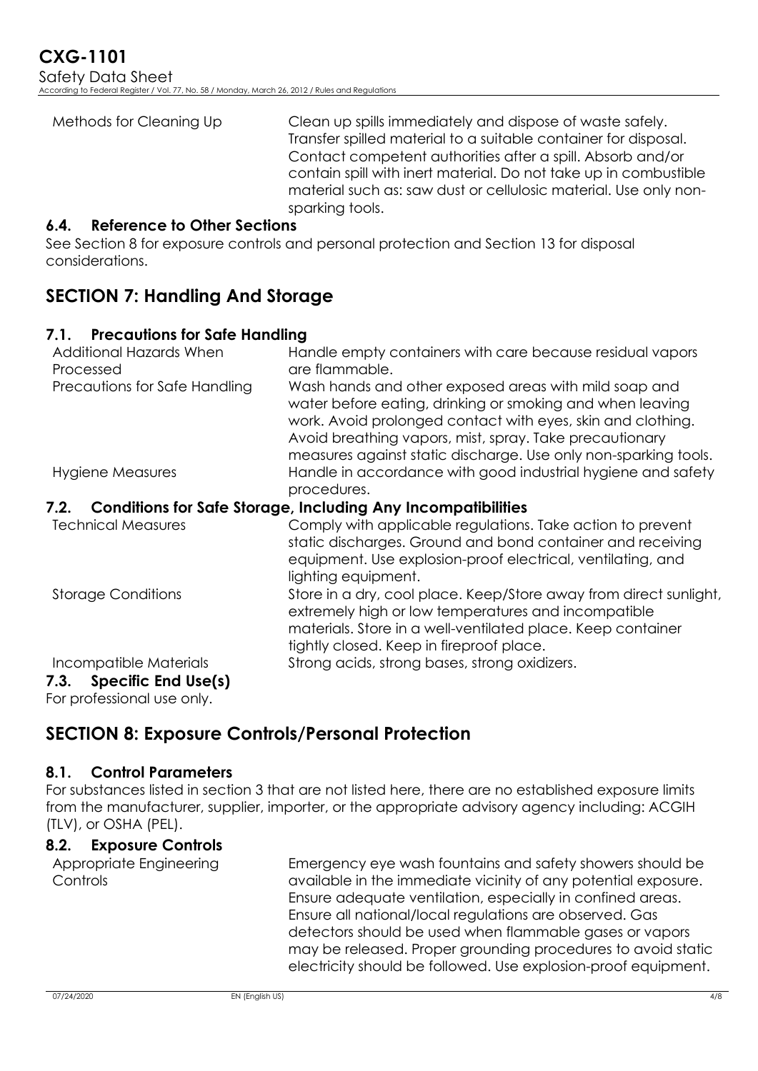| | |
|---|---|
| Methods for Cleaning Up | Clean up spills immediately and dispose of waste safely. Transfer spilled material to a suitable container for disposal. Contact competent authorities after a spill. Absorb and/or contain spill with inert material. Do not take up in combustible material such as: saw dust or cellulosic material. Use only non-sparking tools. |

### 6.4. Reference to Other Sections

See Section 8 for exposure controls and personal protection and Section 13 for disposal considerations.

## SECTION 7: Handling And Storage

### 7.1. Precautions for Safe Handling

| | |
|---|---|
| Additional Hazards When Processed | Handle empty containers with care because residual vapors are flammable. |
| Precautions for Safe Handling | Wash hands and other exposed areas with mild soap and water before eating, drinking or smoking and when leaving work. Avoid prolonged contact with eyes, skin and clothing. Avoid breathing vapors, mist, spray. Take precautionary measures against static discharge. Use only non-sparking tools. |
| Hygiene Measures | Handle in accordance with good industrial hygiene and safety procedures. |

### 7.2. Conditions for Safe Storage, Including Any Incompatibilities

| | |
|---|---|
| Technical Measures | Comply with applicable regulations. Take action to prevent static discharges. Ground and bond container and receiving equipment. Use explosion-proof electrical, ventilating, and lighting equipment. |
| Storage Conditions | Store in a dry, cool place. Keep/Store away from direct sunlight, extremely high or low temperatures and incompatible materials. Store in a well-ventilated place. Keep container tightly closed. Keep in fireproof place. |
| Incompatible Materials | Strong acids, strong bases, strong oxidizers. |

### 7.3. Specific End Use(s)

For professional use only.

## SECTION 8: Exposure Controls/Personal Protection

### 8.1. Control Parameters

For substances listed in section 3 that are not listed here, there are no established exposure limits from the manufacturer, supplier, importer, or the appropriate advisory agency including: ACGIH (TLV), or OSHA (PEL).

### 8.2. Exposure Controls

| | |
|---|---|
| Appropriate Engineering Controls | Emergency eye wash fountains and safety showers should be available in the immediate vicinity of any potential exposure. Ensure adequate ventilation, especially in confined areas. Ensure all national/local regulations are observed. Gas detectors should be used when flammable gases or vapors may be released. Proper grounding procedures to avoid static electricity should be followed. Use explosion-proof equipment. |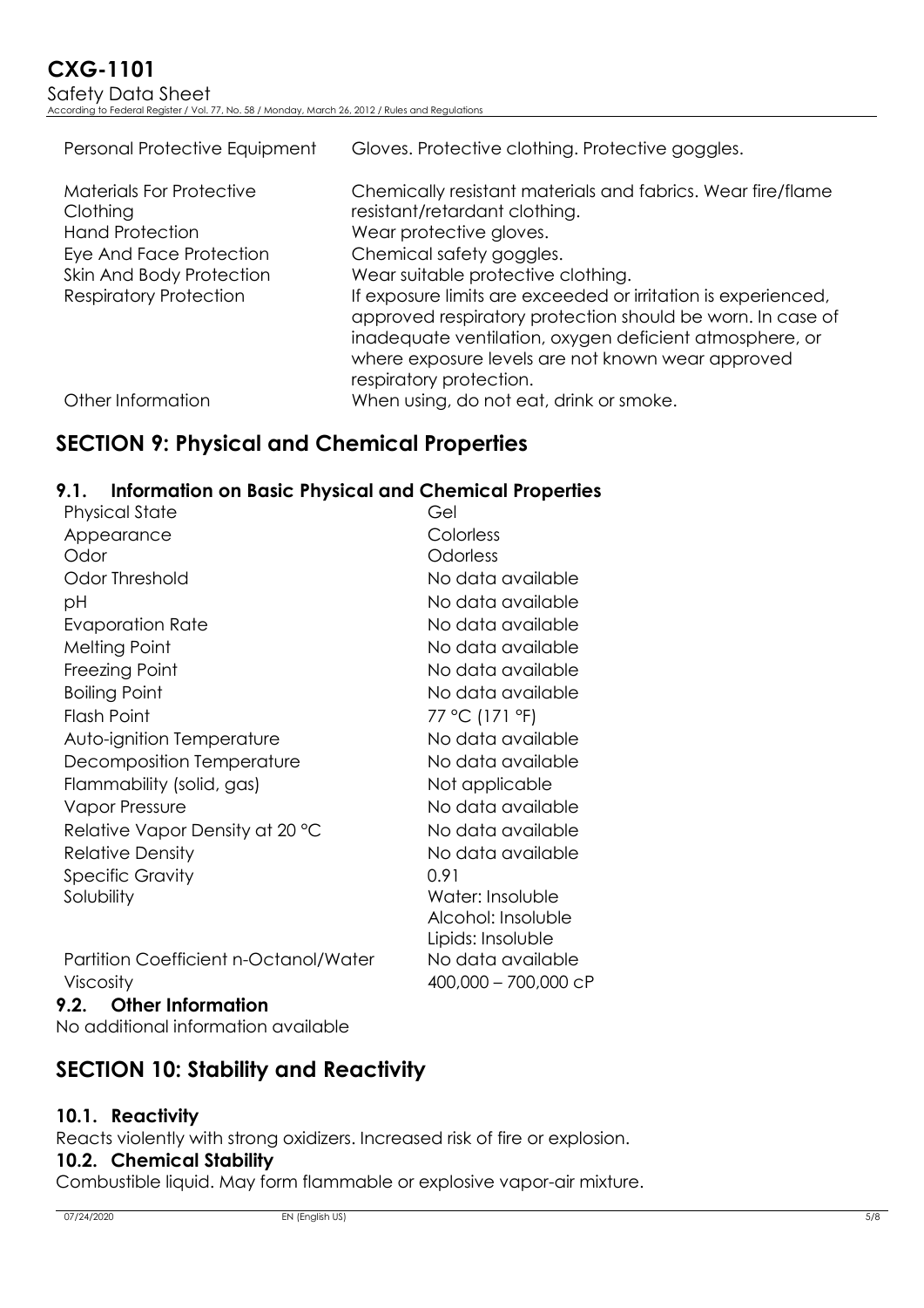| | |
|---|---|
| Personal Protective Equipment | Gloves. Protective clothing. Protective goggles. |
| Materials For Protective Clothing | Chemically resistant materials and fabrics. Wear fire/flame resistant/retardant clothing. |
| Hand Protection | Wear protective gloves. |
| Eye And Face Protection | Chemical safety goggles. |
| Skin And Body Protection | Wear suitable protective clothing. |
| Respiratory Protection | If exposure limits are exceeded or irritation is experienced, approved respiratory protection should be worn. In case of inadequate ventilation, oxygen deficient atmosphere, or where exposure levels are not known wear approved respiratory protection. |
| Other Information | When using, do not eat, drink or smoke. |

## SECTION 9: Physical and Chemical Properties

### 9.1. Information on Basic Physical and Chemical Properties

| | |
|---|---|
| Physical State | Gel |
| Appearance | Colorless |
| Odor | Odorless |
| Odor Threshold | No data available |
| pH | No data available |
| Evaporation Rate | No data available |
| Melting Point | No data available |
| Freezing Point | No data available |
| Boiling Point | No data available |
| Flash Point | 77 °C (171 °F) |
| Auto-ignition Temperature | No data available |
| Decomposition Temperature | No data available |
| Flammability (solid, gas) | Not applicable |
| Vapor Pressure | No data available |
| Relative Vapor Density at 20 °C | No data available |
| Relative Density | No data available |
| Specific Gravity | 0.91 |
| Solubility | Water: Insoluble<br>Alcohol: Insoluble<br>Lipids: Insoluble |
| Partition Coefficient n-Octanol/Water | No data available |
| Viscosity | 400,000 – 700,000 cP |

### 9.2. Other Information

No additional information available

## SECTION 10: Stability and Reactivity

### 10.1. Reactivity

Reacts violently with strong oxidizers. Increased risk of fire or explosion.

### 10.2. Chemical Stability

Combustible liquid. May form flammable or explosive vapor-air mixture.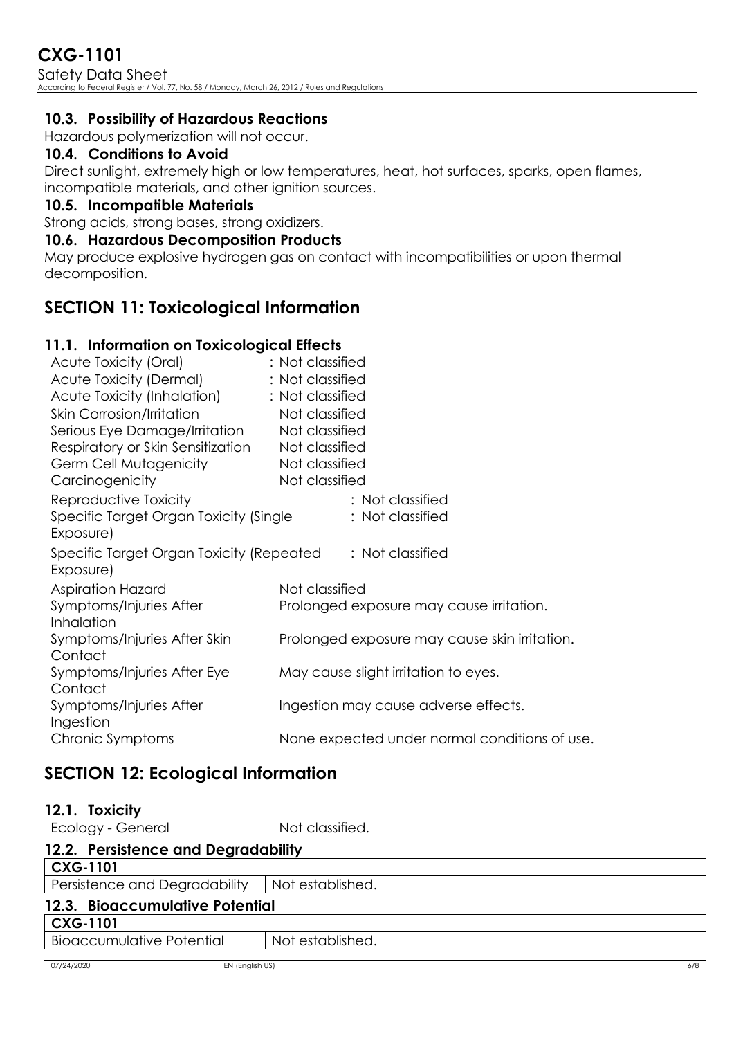### 10.3. Possibility of Hazardous Reactions

Hazardous polymerization will not occur.

### 10.4. Conditions to Avoid

Direct sunlight, extremely high or low temperatures, heat, hot surfaces, sparks, open flames, incompatible materials, and other ignition sources.

### 10.5. Incompatible Materials

Strong acids, strong bases, strong oxidizers.

### 10.6. Hazardous Decomposition Products

May produce explosive hydrogen gas on contact with incompatibilities or upon thermal decomposition.

## SECTION 11: Toxicological Information

### 11.1. Information on Toxicological Effects

| | |
|---|---|
| Acute Toxicity (Oral) | : Not classified |
| Acute Toxicity (Dermal) | : Not classified |
| Acute Toxicity (Inhalation) | : Not classified |
| Skin Corrosion/Irritation | Not classified |
| Serious Eye Damage/Irritation | Not classified |
| Respiratory or Skin Sensitization | Not classified |
| Germ Cell Mutagenicity | Not classified |
| Carcinogenicity | Not classified |
| Reproductive Toxicity | : Not classified |
| Specific Target Organ Toxicity (Single Exposure) | : Not classified |
| Specific Target Organ Toxicity (Repeated Exposure) | : Not classified |
| Aspiration Hazard | Not classified |
| Symptoms/Injuries After Inhalation | Prolonged exposure may cause irritation. |
| Symptoms/Injuries After Skin Contact | Prolonged exposure may cause skin irritation. |
| Symptoms/Injuries After Eye Contact | May cause slight irritation to eyes. |
| Symptoms/Injuries After Ingestion | Ingestion may cause adverse effects. |
| Chronic Symptoms | None expected under normal conditions of use. |

## SECTION 12: Ecological Information

### 12.1. Toxicity

Ecology - General Not classified.

### 12.2. Persistence and Degradability

| CXG-1101 | |
|---|---|
| Persistence and Degradability | Not established. |

### 12.3. Bioaccumulative Potential

| CXG-1101 | |
|---|---|
| Bioaccumulative Potential | Not established. |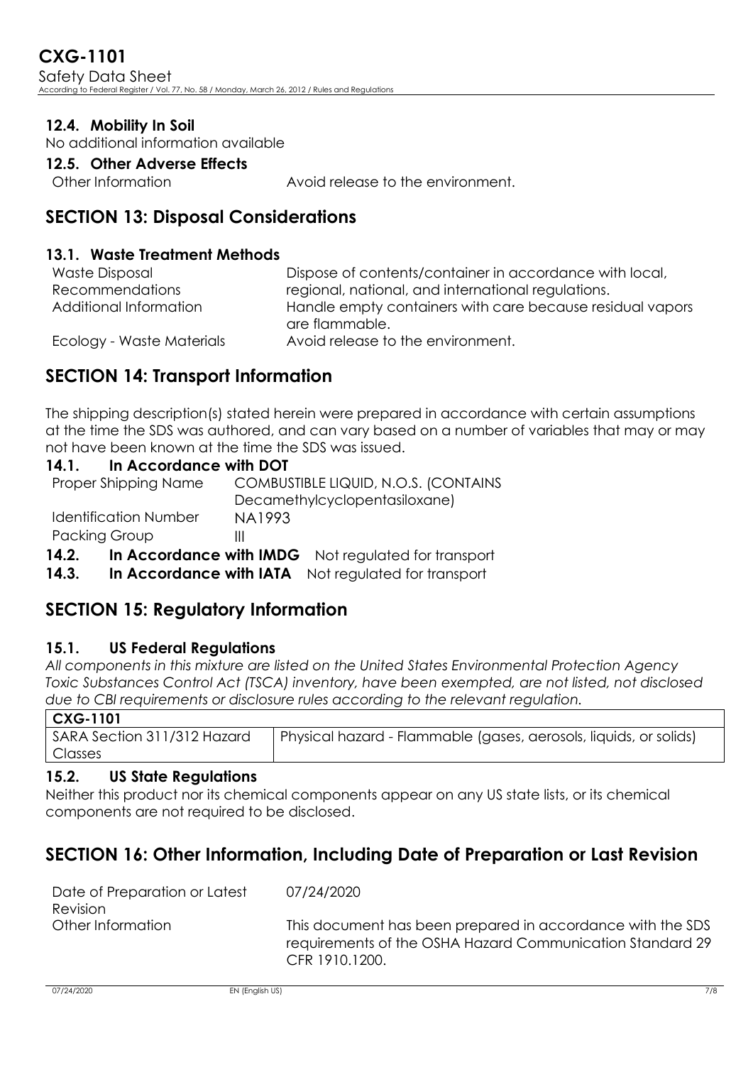### 12.4. Mobility In Soil

No additional information available

### 12.5. Other Adverse Effects

| | |
|---|---|
| Other Information | Avoid release to the environment. |

## SECTION 13: Disposal Considerations

### 13.1. Waste Treatment Methods

| | |
|---|---|
| Waste Disposal Recommendations | Dispose of contents/container in accordance with local, regional, national, and international regulations. |
| Additional Information | Handle empty containers with care because residual vapors are flammable. |
| Ecology - Waste Materials | Avoid release to the environment. |

## SECTION 14: Transport Information

The shipping description(s) stated herein were prepared in accordance with certain assumptions at the time the SDS was authored, and can vary based on a number of variables that may or may not have been known at the time the SDS was issued.

### 14.1. In Accordance with DOT

| | |
|---|---|
| Proper Shipping Name | COMBUSTIBLE LIQUID, N.O.S. (CONTAINS Decamethylcyclopentasiloxane) |
| Identification Number | NA1993 |
| Packing Group | III |

**14.2. In Accordance with IMDG** Not regulated for transport

**14.3. In Accordance with IATA** Not regulated for transport

## SECTION 15: Regulatory Information

### 15.1. US Federal Regulations

*All components in this mixture are listed on the United States Environmental Protection Agency Toxic Substances Control Act (TSCA) inventory, have been exempted, are not listed, not disclosed due to CBI requirements or disclosure rules according to the relevant regulation.*

| CXG-1101 | |
|---|---|
| SARA Section 311/312 Hazard Classes | Physical hazard - Flammable (gases, aerosols, liquids, or solids) |

### 15.2. US State Regulations

Neither this product nor its chemical components appear on any US state lists, or its chemical components are not required to be disclosed.

## SECTION 16: Other Information, Including Date of Preparation or Last Revision

| | |
|---|---|
| Date of Preparation or Latest Revision | 07/24/2020 |
| Other Information | This document has been prepared in accordance with the SDS requirements of the OSHA Hazard Communication Standard 29 CFR 1910.1200. |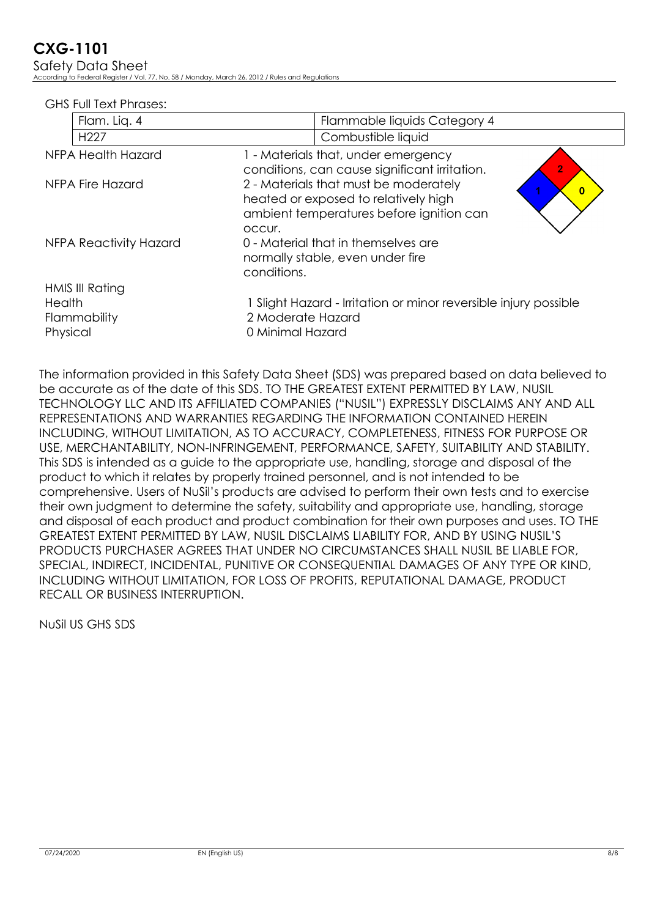GHS Full Text Phrases:

| | |
|---|---|
| Flam. Liq. 4 | Flammable liquids Category 4 |
| H227 | Combustible liquid |

| | |
|---|---|
| NFPA Health Hazard | 1 - Materials that, under emergency conditions, can cause significant irritation. |
| NFPA Fire Hazard | 2 - Materials that must be moderately heated or exposed to relatively high ambient temperatures before ignition can occur. |
| NFPA Reactivity Hazard | 0 - Material that in themselves are normally stable, even under fire conditions. |

2
1
0

HMIS III Rating

| | |
|---|---|
| Health | 1 Slight Hazard - Irritation or minor reversible injury possible |
| Flammability | 2 Moderate Hazard |
| Physical | 0 Minimal Hazard |

The information provided in this Safety Data Sheet (SDS) was prepared based on data believed to be accurate as of the date of this SDS. TO THE GREATEST EXTENT PERMITTED BY LAW, NUSIL TECHNOLOGY LLC AND ITS AFFILIATED COMPANIES ("NUSIL") EXPRESSLY DISCLAIMS ANY AND ALL REPRESENTATIONS AND WARRANTIES REGARDING THE INFORMATION CONTAINED HEREIN INCLUDING, WITHOUT LIMITATION, AS TO ACCURACY, COMPLETENESS, FITNESS FOR PURPOSE OR USE, MERCHANTABILITY, NON-INFRINGEMENT, PERFORMANCE, SAFETY, SUITABILITY AND STABILITY. This SDS is intended as a guide to the appropriate use, handling, storage and disposal of the product to which it relates by properly trained personnel, and is not intended to be comprehensive. Users of NuSil's products are advised to perform their own tests and to exercise their own judgment to determine the safety, suitability and appropriate use, handling, storage and disposal of each product and product combination for their own purposes and uses. TO THE GREATEST EXTENT PERMITTED BY LAW, NUSIL DISCLAIMS LIABILITY FOR, AND BY USING NUSIL'S PRODUCTS PURCHASER AGREES THAT UNDER NO CIRCUMSTANCES SHALL NUSIL BE LIABLE FOR, SPECIAL, INDIRECT, INCIDENTAL, PUNITIVE OR CONSEQUENTIAL DAMAGES OF ANY TYPE OR KIND, INCLUDING WITHOUT LIMITATION, FOR LOSS OF PROFITS, REPUTATIONAL DAMAGE, PRODUCT RECALL OR BUSINESS INTERRUPTION.

NuSil US GHS SDS